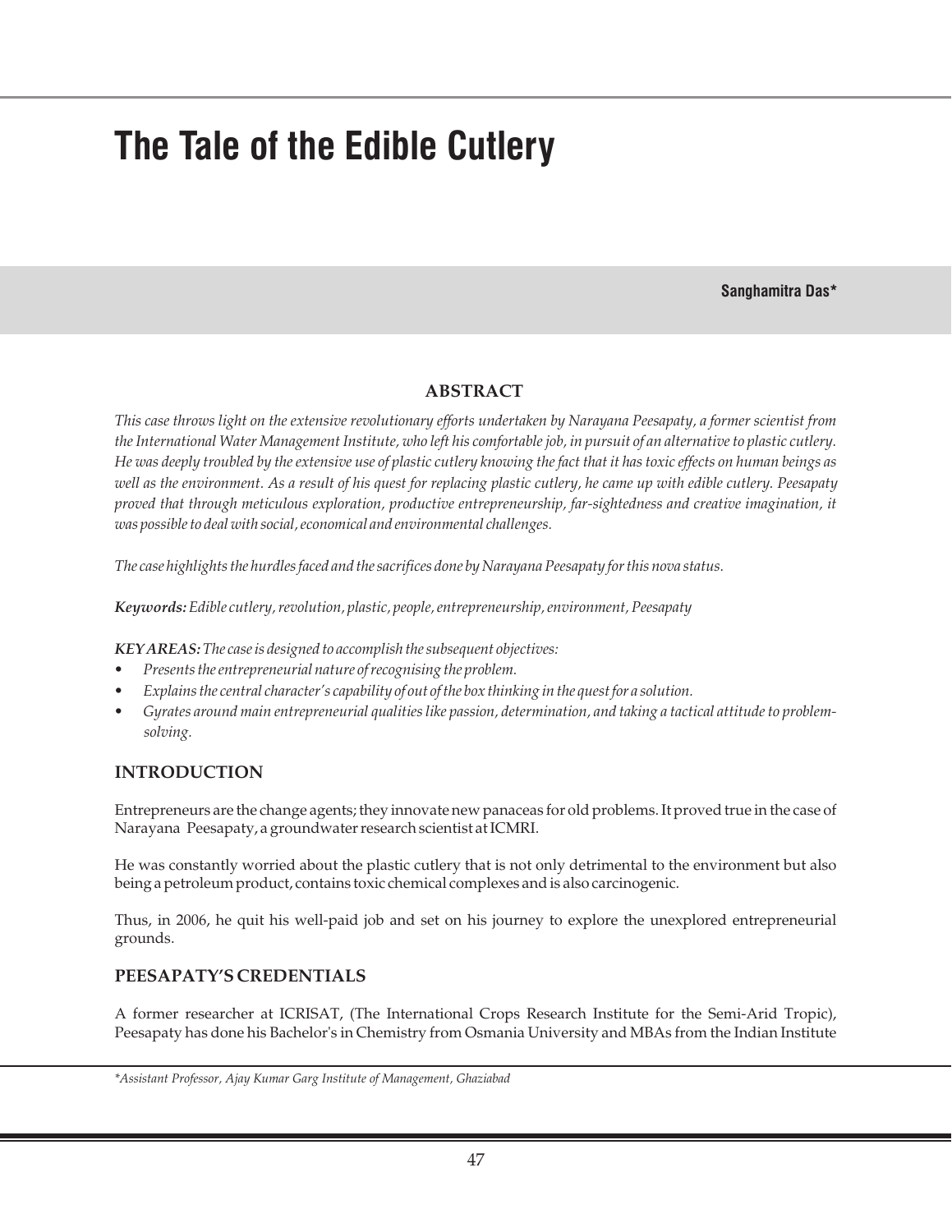# The Tale of the Edible Cutlery

**Sanghamitra Das***

## ABSTRACT

*This case throws light on the extensive revolutionary efforts undertaken by Narayana Peesapaty, a former scientist from the International Water Management Institute, who left his comfortable job, in pursuit of an alternative to plastic cutlery. He was deeply troubled by the extensive use of plastic cutlery knowing the fact that it has toxic effects on human beings as well as the environment. As a result of his quest for replacing plastic cutlery, he came up with edible cutlery. Peesapaty proved that through meticulous exploration, productive entrepreneurship, far-sightedness and creative imagination, it was possible to deal with social, economical and environmental challenges.*

*The case highlights the hurdles faced and the sacrifices done by Narayana Peesapaty for this nova status.*

***Keywords:*** *Edible cutlery, revolution, plastic, people, entrepreneurship, environment, Peesapaty*

***KEY AREAS:*** *The case is designed to accomplish the subsequent objectives:*

- *Presents the entrepreneurial nature of recognising the problem.*
- *Explains the central character's capability of out of the box thinking in the quest for a solution.*
- *Gyrates around main entrepreneurial qualities like passion, determination, and taking a tactical attitude to problem-solving.*

## INTRODUCTION

Entrepreneurs are the change agents; they innovate new panaceas for old problems. It proved true in the case of Narayana Peesapaty, a groundwater research scientist at ICMRI.

He was constantly worried about the plastic cutlery that is not only detrimental to the environment but also being a petroleum product, contains toxic chemical complexes and is also carcinogenic.

Thus, in 2006, he quit his well-paid job and set on his journey to explore the unexplored entrepreneurial grounds.

## PEESAPATY'S CREDENTIALS

A former researcher at ICRISAT, (The International Crops Research Institute for the Semi-Arid Tropic), Peesapaty has done his Bachelor's in Chemistry from Osmania University and MBAs from the Indian Institute

*Assistant Professor, Ajay Kumar Garg Institute of Management, Ghaziabad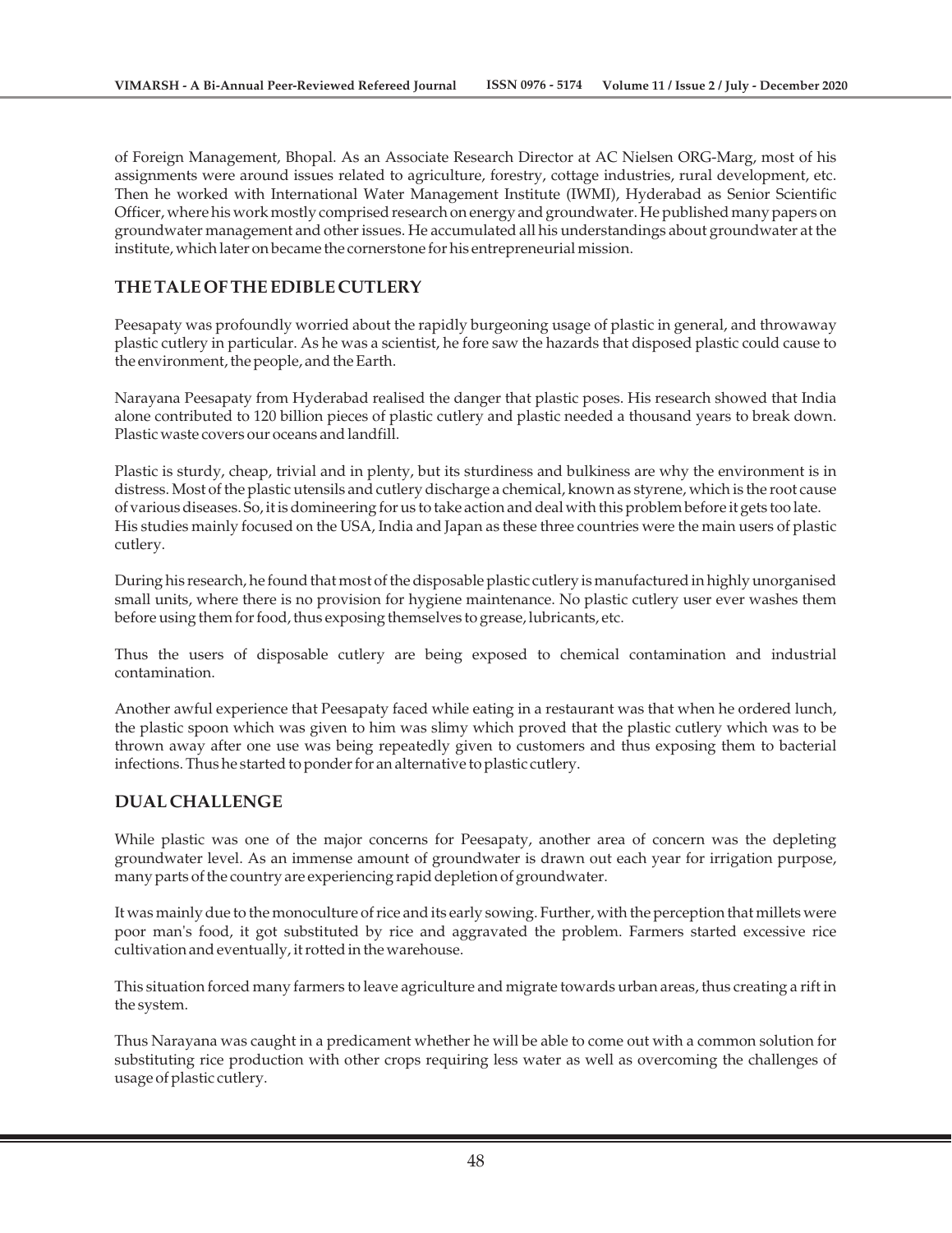of Foreign Management, Bhopal. As an Associate Research Director at AC Nielsen ORG-Marg, most of his assignments were around issues related to agriculture, forestry, cottage industries, rural development, etc. Then he worked with International Water Management Institute (IWMI), Hyderabad as Senior Scientific Officer, where his work mostly comprised research on energy and groundwater. He published many papers on groundwater management and other issues. He accumulated all his understandings about groundwater at the institute, which later on became the cornerstone for his entrepreneurial mission.

## THE TALE OF THE EDIBLE CUTLERY

Peesapaty was profoundly worried about the rapidly burgeoning usage of plastic in general, and throwaway plastic cutlery in particular. As he was a scientist, he fore saw the hazards that disposed plastic could cause to the environment, the people, and the Earth.

Narayana Peesapaty from Hyderabad realised the danger that plastic poses. His research showed that India alone contributed to 120 billion pieces of plastic cutlery and plastic needed a thousand years to break down. Plastic waste covers our oceans and landfill.

Plastic is sturdy, cheap, trivial and in plenty, but its sturdiness and bulkiness are why the environment is in distress. Most of the plastic utensils and cutlery discharge a chemical, known as styrene, which is the root cause of various diseases. So, it is domineering for us to take action and deal with this problem before it gets too late. His studies mainly focused on the USA, India and Japan as these three countries were the main users of plastic cutlery.

During his research, he found that most of the disposable plastic cutlery is manufactured in highly unorganised small units, where there is no provision for hygiene maintenance. No plastic cutlery user ever washes them before using them for food, thus exposing themselves to grease, lubricants, etc.

Thus the users of disposable cutlery are being exposed to chemical contamination and industrial contamination.

Another awful experience that Peesapaty faced while eating in a restaurant was that when he ordered lunch, the plastic spoon which was given to him was slimy which proved that the plastic cutlery which was to be thrown away after one use was being repeatedly given to customers and thus exposing them to bacterial infections. Thus he started to ponder for an alternative to plastic cutlery.

## DUAL CHALLENGE

While plastic was one of the major concerns for Peesapaty, another area of concern was the depleting groundwater level. As an immense amount of groundwater is drawn out each year for irrigation purpose, many parts of the country are experiencing rapid depletion of groundwater.

It was mainly due to the monoculture of rice and its early sowing. Further, with the perception that millets were poor man's food, it got substituted by rice and aggravated the problem. Farmers started excessive rice cultivation and eventually, it rotted in the warehouse.

This situation forced many farmers to leave agriculture and migrate towards urban areas, thus creating a rift in the system.

Thus Narayana was caught in a predicament whether he will be able to come out with a common solution for substituting rice production with other crops requiring less water as well as overcoming the challenges of usage of plastic cutlery.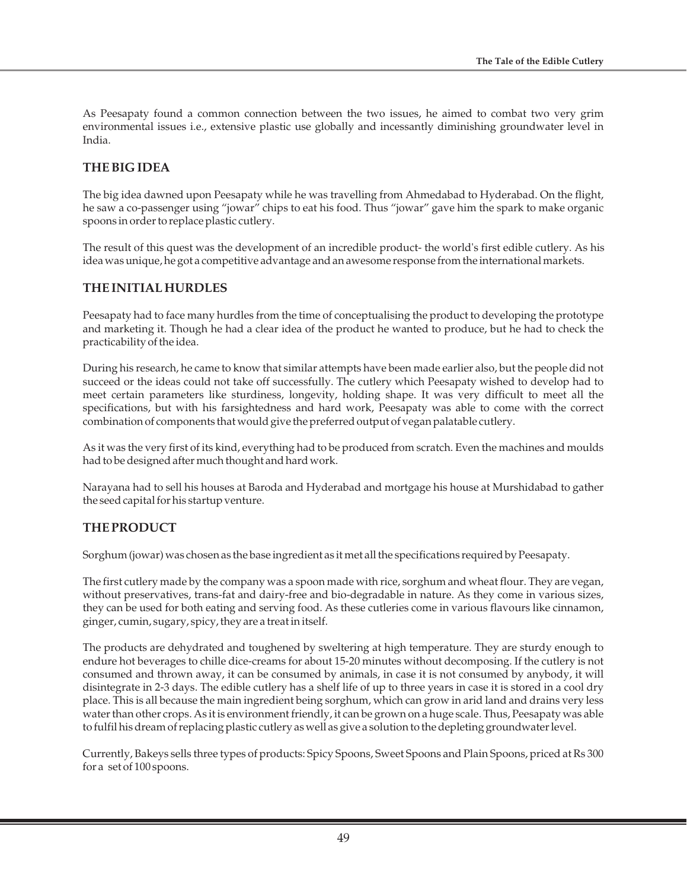As Peesapaty found a common connection between the two issues, he aimed to combat two very grim environmental issues i.e., extensive plastic use globally and incessantly diminishing groundwater level in India.

## THE BIG IDEA

The big idea dawned upon Peesapaty while he was travelling from Ahmedabad to Hyderabad. On the flight, he saw a co-passenger using "jowar" chips to eat his food. Thus "jowar" gave him the spark to make organic spoons in order to replace plastic cutlery.

The result of this quest was the development of an incredible product- the world's first edible cutlery. As his idea was unique, he got a competitive advantage and an awesome response from the international markets.

## THE INITIAL HURDLES

Peesapaty had to face many hurdles from the time of conceptualising the product to developing the prototype and marketing it. Though he had a clear idea of the product he wanted to produce, but he had to check the practicability of the idea.

During his research, he came to know that similar attempts have been made earlier also, but the people did not succeed or the ideas could not take off successfully. The cutlery which Peesapaty wished to develop had to meet certain parameters like sturdiness, longevity, holding shape. It was very difficult to meet all the specifications, but with his farsightedness and hard work, Peesapaty was able to come with the correct combination of components that would give the preferred output of vegan palatable cutlery.

As it was the very first of its kind, everything had to be produced from scratch. Even the machines and moulds had to be designed after much thought and hard work.

Narayana had to sell his houses at Baroda and Hyderabad and mortgage his house at Murshidabad to gather the seed capital for his startup venture.

## THE PRODUCT

Sorghum (jowar) was chosen as the base ingredient as it met all the specifications required by Peesapaty.

The first cutlery made by the company was a spoon made with rice, sorghum and wheat flour. They are vegan, without preservatives, trans-fat and dairy-free and bio-degradable in nature. As they come in various sizes, they can be used for both eating and serving food. As these cutleries come in various flavours like cinnamon, ginger, cumin, sugary, spicy, they are a treat in itself.

The products are dehydrated and toughened by sweltering at high temperature. They are sturdy enough to endure hot beverages to chille dice-creams for about 15-20 minutes without decomposing. If the cutlery is not consumed and thrown away, it can be consumed by animals, in case it is not consumed by anybody, it will disintegrate in 2-3 days. The edible cutlery has a shelf life of up to three years in case it is stored in a cool dry place. This is all because the main ingredient being sorghum, which can grow in arid land and drains very less water than other crops. As it is environment friendly, it can be grown on a huge scale. Thus, Peesapaty was able to fulfil his dream of replacing plastic cutlery as well as give a solution to the depleting groundwater level.

Currently, Bakeys sells three types of products: Spicy Spoons, Sweet Spoons and Plain Spoons, priced at Rs 300 for a set of 100 spoons.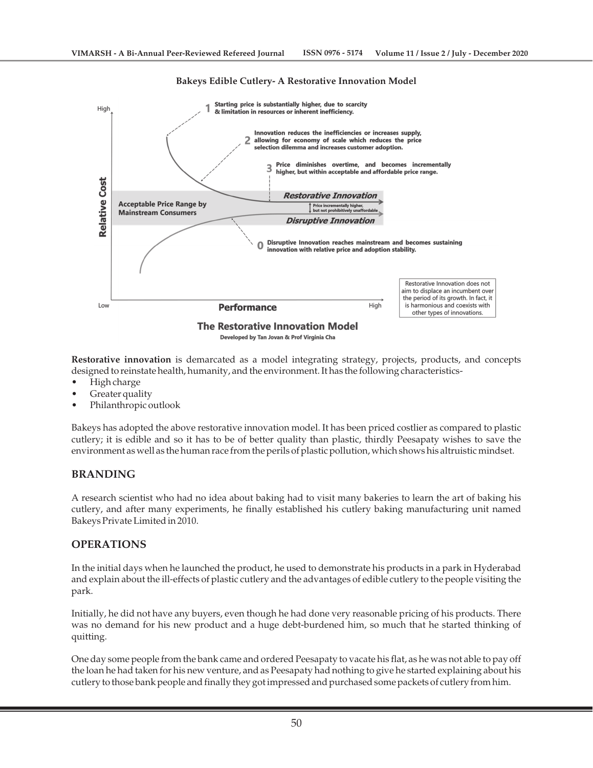**Bakeys Edible Cutlery- A Restorative Innovation Model**

1 Starting price is substantially higher, due to scarcity & limitation in resources or inherent inefficiency.

2 Innovation reduces the inefficiencies or increases supply, allowing for economy of scale which reduces the price selection dilemma and increases customer adoption.

3 Price diminishes overtime, and becomes incrementally higher, but within acceptable and affordable price range.

Restorative Innovation

Acceptable Price Range by Mainstream Consumers

Price incrementally higher, but not prohibitively unaffordable

Disruptive Innovation

0 Disruptive Innovation reaches mainstream and becomes sustaining innovation with relative price and adoption stability.

Relative Cost (High / Low)

Performance (Low / High)

Restorative Innovation does not aim to displace an incumbent over the period of its growth. In fact, it is harmonious and coexists with other types of innovations.

**The Restorative Innovation Model**

Developed by Tan Jovan & Prof Virginia Cha

**Restorative innovation** is demarcated as a model integrating strategy, projects, products, and concepts designed to reinstate health, humanity, and the environment. It has the following characteristics-

- High charge
- Greater quality
- Philanthropic outlook

Bakeys has adopted the above restorative innovation model. It has been priced costlier as compared to plastic cutlery; it is edible and so it has to be of better quality than plastic, thirdly Peesapaty wishes to save the environment as well as the human race from the perils of plastic pollution, which shows his altruistic mindset.

## BRANDING

A research scientist who had no idea about baking had to visit many bakeries to learn the art of baking his cutlery, and after many experiments, he finally established his cutlery baking manufacturing unit named Bakeys Private Limited in 2010.

## OPERATIONS

In the initial days when he launched the product, he used to demonstrate his products in a park in Hyderabad and explain about the ill-effects of plastic cutlery and the advantages of edible cutlery to the people visiting the park.

Initially, he did not have any buyers, even though he had done very reasonable pricing of his products. There was no demand for his new product and a huge debt-burdened him, so much that he started thinking of quitting.

One day some people from the bank came and ordered Peesapaty to vacate his flat, as he was not able to pay off the loan he had taken for his new venture, and as Peesapaty had nothing to give he started explaining about his cutlery to those bank people and finally they got impressed and purchased some packets of cutlery from him.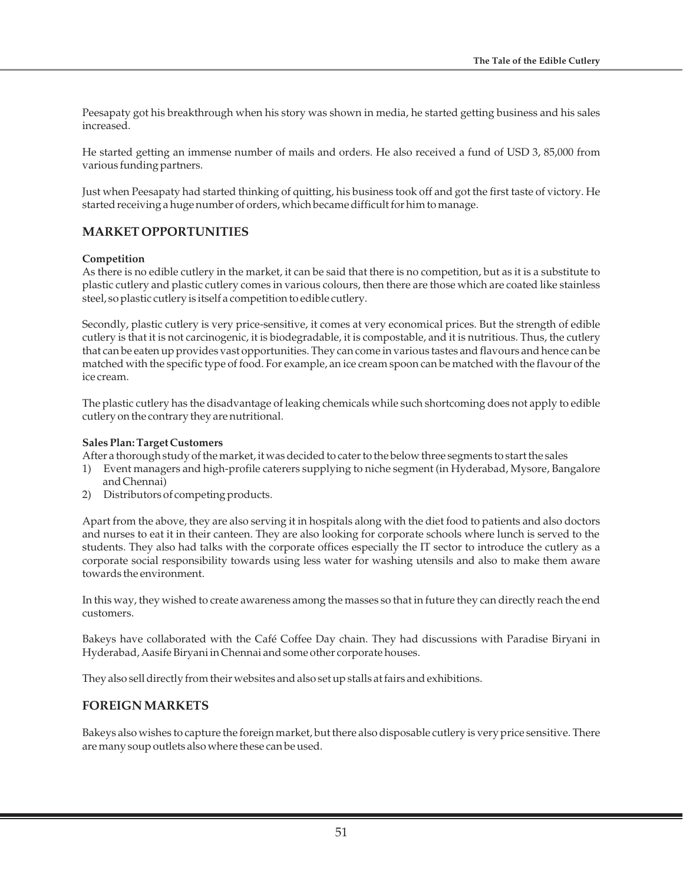Peesapaty got his breakthrough when his story was shown in media, he started getting business and his sales increased.

He started getting an immense number of mails and orders. He also received a fund of USD 3, 85,000 from various funding partners.

Just when Peesapaty had started thinking of quitting, his business took off and got the first taste of victory. He started receiving a huge number of orders, which became difficult for him to manage.

## MARKET OPPORTUNITIES

**Competition**

As there is no edible cutlery in the market, it can be said that there is no competition, but as it is a substitute to plastic cutlery and plastic cutlery comes in various colours, then there are those which are coated like stainless steel, so plastic cutlery is itself a competition to edible cutlery.

Secondly, plastic cutlery is very price-sensitive, it comes at very economical prices. But the strength of edible cutlery is that it is not carcinogenic, it is biodegradable, it is compostable, and it is nutritious. Thus, the cutlery that can be eaten up provides vast opportunities. They can come in various tastes and flavours and hence can be matched with the specific type of food. For example, an ice cream spoon can be matched with the flavour of the ice cream.

The plastic cutlery has the disadvantage of leaking chemicals while such shortcoming does not apply to edible cutlery on the contrary they are nutritional.

**Sales Plan: Target Customers**

After a thorough study of the market, it was decided to cater to the below three segments to start the sales

1) Event managers and high-profile caterers supplying to niche segment (in Hyderabad, Mysore, Bangalore and Chennai)
2) Distributors of competing products.

Apart from the above, they are also serving it in hospitals along with the diet food to patients and also doctors and nurses to eat it in their canteen. They are also looking for corporate schools where lunch is served to the students. They also had talks with the corporate offices especially the IT sector to introduce the cutlery as a corporate social responsibility towards using less water for washing utensils and also to make them aware towards the environment.

In this way, they wished to create awareness among the masses so that in future they can directly reach the end customers.

Bakeys have collaborated with the Café Coffee Day chain. They had discussions with Paradise Biryani in Hyderabad, Aasife Biryani in Chennai and some other corporate houses.

They also sell directly from their websites and also set up stalls at fairs and exhibitions.

## FOREIGN MARKETS

Bakeys also wishes to capture the foreign market, but there also disposable cutlery is very price sensitive. There are many soup outlets also where these can be used.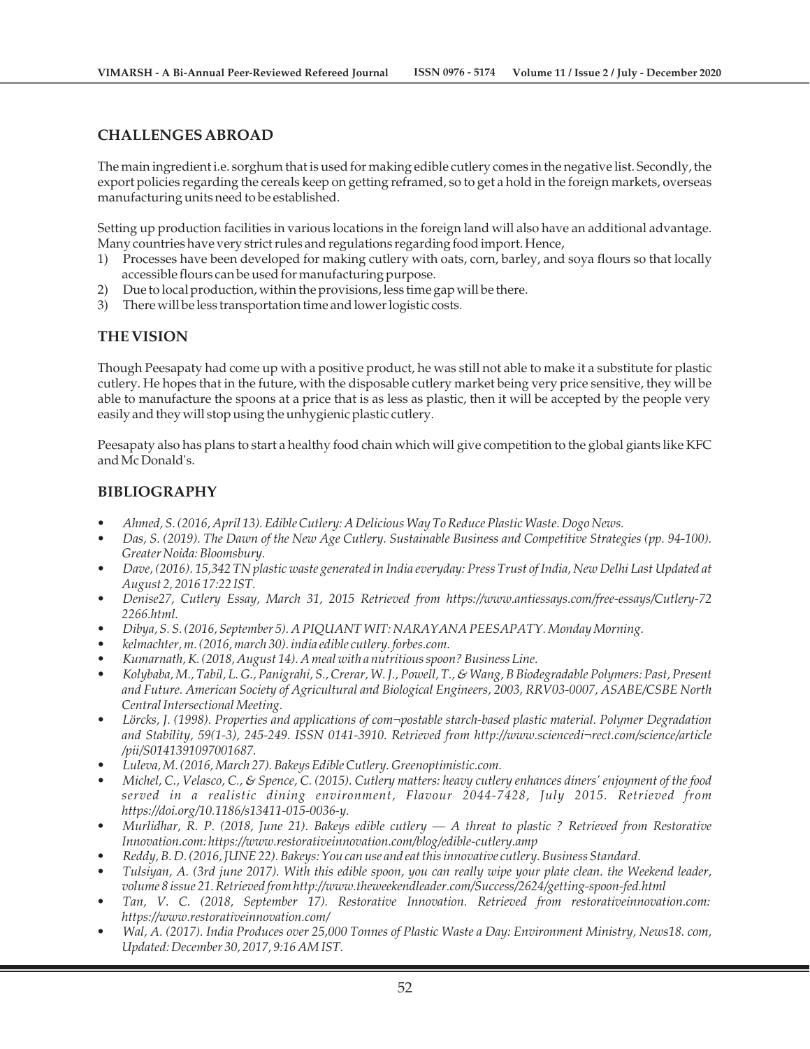## CHALLENGES ABROAD

The main ingredient i.e. sorghum that is used for making edible cutlery comes in the negative list. Secondly, the export policies regarding the cereals keep on getting reframed, so to get a hold in the foreign markets, overseas manufacturing units need to be established.

Setting up production facilities in various locations in the foreign land will also have an additional advantage. Many countries have very strict rules and regulations regarding food import. Hence,

1) Processes have been developed for making cutlery with oats, corn, barley, and soya flours so that locally accessible flours can be used for manufacturing purpose.
2) Due to local production, within the provisions, less time gap will be there.
3) There will be less transportation time and lower logistic costs.

## THE VISION

Though Peesapaty had come up with a positive product, he was still not able to make it a substitute for plastic cutlery. He hopes that in the future, with the disposable cutlery market being very price sensitive, they will be able to manufacture the spoons at a price that is as less as plastic, then it will be accepted by the people very easily and they will stop using the unhygienic plastic cutlery.

Peesapaty also has plans to start a healthy food chain which will give competition to the global giants like KFC and Mc Donald's.

## BIBLIOGRAPHY

- *Ahmed, S. (2016, April 13). Edible Cutlery: A Delicious Way To Reduce Plastic Waste. Dogo News.*
- *Das, S. (2019). The Dawn of the New Age Cutlery. Sustainable Business and Competitive Strategies (pp. 94-100). Greater Noida: Bloomsbury.*
- *Dave, (2016). 15,342 TN plastic waste generated in India everyday: Press Trust of India, New Delhi Last Updated at August 2, 2016 17:22 IST.*
- *Denise27, Cutlery Essay, March 31, 2015 Retrieved from https://www.antiessays.com/free-essays/Cutlery-72 2266.html.*
- *Dibya, S. S. (2016, September 5). A PIQUANT WIT: NARAYANA PEESAPATY. Monday Morning.*
- *kelmachter, m. (2016, march 30). india edible cutlery. forbes.com.*
- *Kumarnath, K. (2018, August 14). A meal with a nutritious spoon? Business Line.*
- *Kolybaba, M., Tabil, L. G., Panigrahi, S., Crerar, W. J., Powell, T., & Wang, B Biodegradable Polymers: Past, Present and Future. American Society of Agricultural and Biological Engineers, 2003, RRV03-0007, ASABE/CSBE North Central Intersectional Meeting.*
- *Lörcks, J. (1998). Properties and applications of com¬postable starch-based plastic material. Polymer Degradation and Stability, 59(1-3), 245-249. ISSN 0141-3910. Retrieved from http://www.sciencedi¬rect.com/science/article /pii/S0141391097001687.*
- *Luleva, M. (2016, March 27). Bakeys Edible Cutlery. Greenoptimistic.com.*
- *Michel, C., Velasco, C., & Spence, C. (2015). Cutlery matters: heavy cutlery enhances diners' enjoyment of the food served in a realistic dining environment, Flavour 2044-7428, July 2015. Retrieved from https://doi.org/10.1186/s13411-015-0036-y.*
- *Murlidhar, R. P. (2018, June 21). Bakeys edible cutlery — A threat to plastic ? Retrieved from Restorative Innovation.com: https://www.restorativeinnovation.com/blog/edible-cutlery.amp*
- *Reddy, B. D. (2016, JUNE 22). Bakeys: You can use and eat this innovative cutlery. Business Standard.*
- *Tulsiyan, A. (3rd june 2017). With this edible spoon, you can really wipe your plate clean. the Weekend leader, volume 8 issue 21. Retrieved from http://www.theweekendleader.com/Success/2624/getting-spoon-fed.html*
- *Tan, V. C. (2018, September 17). Restorative Innovation. Retrieved from restorativeinnovation.com: https://www.restorativeinnovation.com/*
- *Wal, A. (2017). India Produces over 25,000 Tonnes of Plastic Waste a Day: Environment Ministry, News18. com, Updated: December 30, 2017, 9:16 AM IST.*